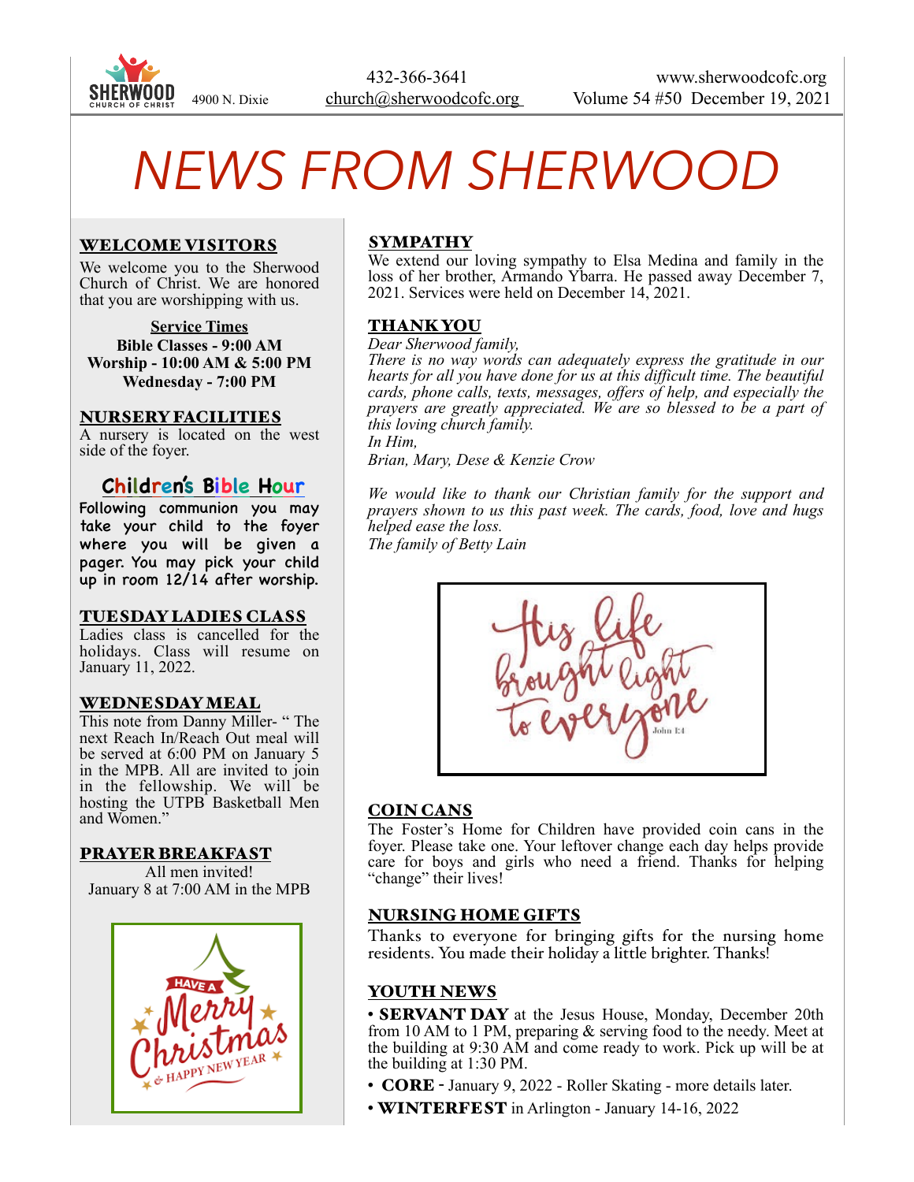SHERWOOD CHURCH OF CHRIST 4900 N. Dixie | 432-366-3641 church@sherwoodcofc.org | www.sherwoodcofc.org Volume 54 #50 December 19, 2021

# NEWS FROM SHERWOOD

## WELCOME VISITORS

We welcome you to the Sherwood Church of Christ. We are honored that you are worshipping with us.

**Service Times**
**Bible Classes - 9:00 AM**
**Worship - 10:00 AM & 5:00 PM**
**Wednesday - 7:00 PM**

## NURSERY FACILITIES

A nursery is located on the west side of the foyer.

## Children's Bible Hour

Following communion you may take your child to the foyer where you will be given a pager. You may pick your child up in room 12/14 after worship.

## TUESDAY LADIES CLASS

Ladies class is cancelled for the holidays. Class will resume on January 11, 2022.

## WEDNESDAY MEAL

This note from Danny Miller- " The next Reach In/Reach Out meal will be served at 6:00 PM on January 5 in the MPB. All are invited to join in the fellowship. We will be hosting the UTPB Basketball Men and Women."

## PRAYER BREAKFAST

All men invited!
January 8 at 7:00 AM in the MPB

HAVE A Merry Christmas & HAPPY NEW YEAR

## SYMPATHY

We extend our loving sympathy to Elsa Medina and family in the loss of her brother, Armando Ybarra. He passed away December 7, 2021. Services were held on December 14, 2021.

## THANK YOU

*Dear Sherwood family,*
*There is no way words can adequately express the gratitude in our hearts for all you have done for us at this difficult time. The beautiful cards, phone calls, texts, messages, offers of help, and especially the prayers are greatly appreciated. We are so blessed to be a part of this loving church family.*
*In Him,*
*Brian, Mary, Dese & Kenzie Crow*

*We would like to thank our Christian family for the support and prayers shown to us this past week. The cards, food, love and hugs helped ease the loss.*
*The family of Betty Lain*

His life brought light to everyone
John 1:4

## COIN CANS

The Foster's Home for Children have provided coin cans in the foyer. Please take one. Your leftover change each day helps provide care for boys and girls who need a friend. Thanks for helping "change" their lives!

## NURSING HOME GIFTS

Thanks to everyone for bringing gifts for the nursing home residents. You made their holiday a little brighter. Thanks!

## YOUTH NEWS

- **SERVANT DAY** at the Jesus House, Monday, December 20th from 10 AM to 1 PM, preparing & serving food to the needy. Meet at the building at 9:30 AM and come ready to work. Pick up will be at the building at 1:30 PM.
- **CORE** - January 9, 2022 - Roller Skating - more details later.
- **WINTERFEST** in Arlington - January 14-16, 2022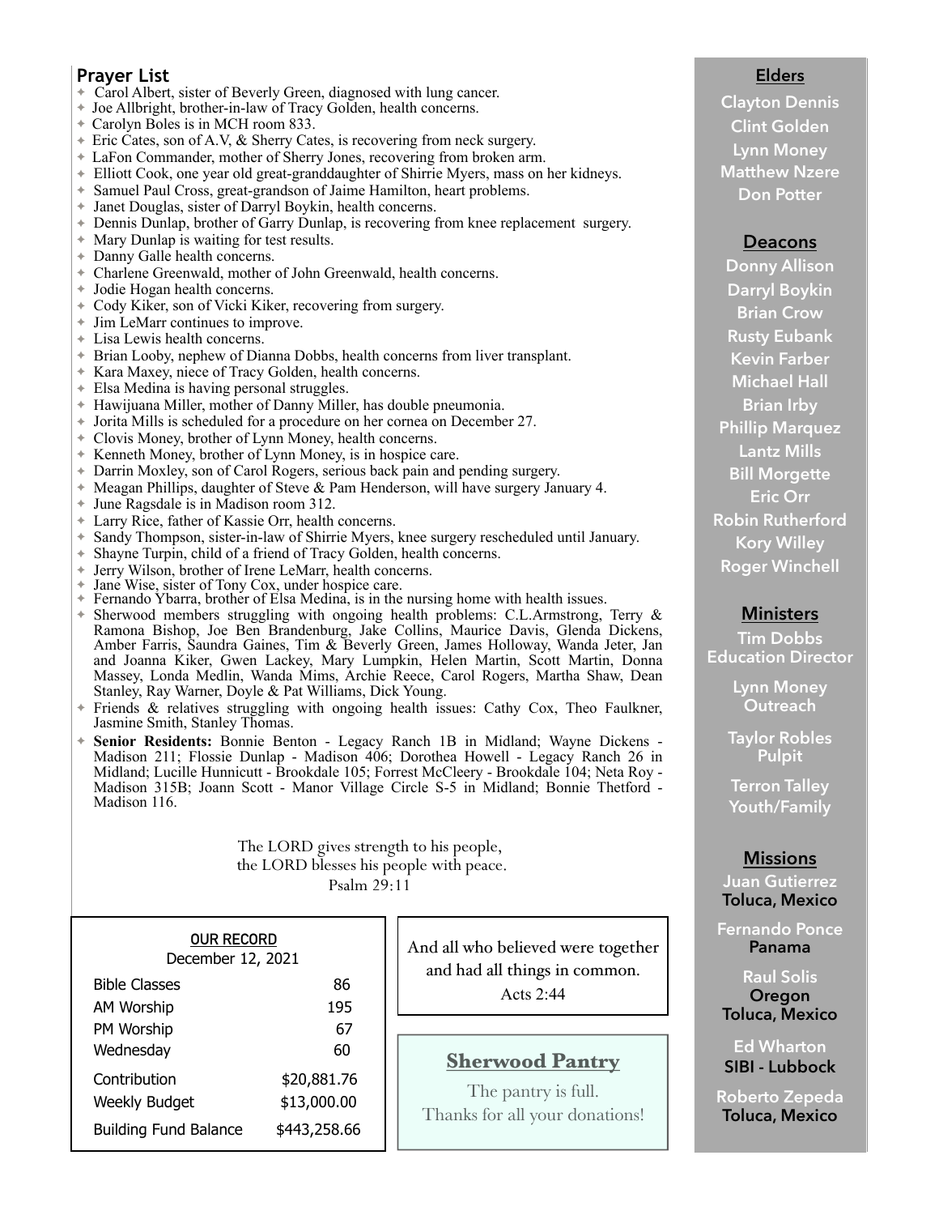## Prayer List

- Carol Albert, sister of Beverly Green, diagnosed with lung cancer.
- Joe Allbright, brother-in-law of Tracy Golden, health concerns.
- Carolyn Boles is in MCH room 833.
- Eric Cates, son of A.V, & Sherry Cates, is recovering from neck surgery.
- LaFon Commander, mother of Sherry Jones, recovering from broken arm.
- Elliott Cook, one year old great-granddaughter of Shirrie Myers, mass on her kidneys.
- Samuel Paul Cross, great-grandson of Jaime Hamilton, heart problems.
- Janet Douglas, sister of Darryl Boykin, health concerns.
- Dennis Dunlap, brother of Garry Dunlap, is recovering from knee replacement surgery.
- Mary Dunlap is waiting for test results.
- Danny Galle health concerns.
- Charlene Greenwald, mother of John Greenwald, health concerns.
- Jodie Hogan health concerns.
- Cody Kiker, son of Vicki Kiker, recovering from surgery.
- Jim LeMarr continues to improve.
- Lisa Lewis health concerns.
- Brian Looby, nephew of Dianna Dobbs, health concerns from liver transplant.
- Kara Maxey, niece of Tracy Golden, health concerns.
- Elsa Medina is having personal struggles.
- Hawijuana Miller, mother of Danny Miller, has double pneumonia.
- Jorita Mills is scheduled for a procedure on her cornea on December 27.
- Clovis Money, brother of Lynn Money, health concerns.
- Kenneth Money, brother of Lynn Money, is in hospice care.
- Darrin Moxley, son of Carol Rogers, serious back pain and pending surgery.
- Meagan Phillips, daughter of Steve & Pam Henderson, will have surgery January 4.
- June Ragsdale is in Madison room 312.
- Larry Rice, father of Kassie Orr, health concerns.
- Sandy Thompson, sister-in-law of Shirrie Myers, knee surgery rescheduled until January.
- Shayne Turpin, child of a friend of Tracy Golden, health concerns.
- Jerry Wilson, brother of Irene LeMarr, health concerns.
- Jane Wise, sister of Tony Cox, under hospice care.
- Fernando Ybarra, brother of Elsa Medina, is in the nursing home with health issues.
- Sherwood members struggling with ongoing health problems: C.L.Armstrong, Terry & Ramona Bishop, Joe Ben Brandenburg, Jake Collins, Maurice Davis, Glenda Dickens, Amber Farris, Saundra Gaines, Tim & Beverly Green, James Holloway, Wanda Jeter, Jan and Joanna Kiker, Gwen Lackey, Mary Lumpkin, Helen Martin, Scott Martin, Donna Massey, Londa Medlin, Wanda Mims, Archie Reece, Carol Rogers, Martha Shaw, Dean Stanley, Ray Warner, Doyle & Pat Williams, Dick Young.
- Friends & relatives struggling with ongoing health issues: Cathy Cox, Theo Faulkner, Jasmine Smith, Stanley Thomas.
- **Senior Residents:** Bonnie Benton - Legacy Ranch 1B in Midland; Wayne Dickens - Madison 211; Flossie Dunlap - Madison 406; Dorothea Howell - Legacy Ranch 26 in Midland; Lucille Hunnicutt - Brookdale 105; Forrest McCleery - Brookdale 104; Neta Roy - Madison 315B; Joann Scott - Manor Village Circle S-5 in Midland; Bonnie Thetford - Madison 116.

The LORD gives strength to his people,
the LORD blesses his people with peace.
Psalm 29:11

**OUR RECORD**
December 12, 2021

| | |
|---|---|
| Bible Classes | 86 |
| AM Worship | 195 |
| PM Worship | 67 |
| Wednesday | 60 |
| Contribution | $20,881.76 |
| Weekly Budget | $13,000.00 |
| Building Fund Balance | $443,258.66 |

And all who believed were together and had all things in common.
Acts 2:44

### Sherwood Pantry

The pantry is full.
Thanks for all your donations!

### Elders

Clayton Dennis
Clint Golden
Lynn Money
Matthew Nzere
Don Potter

### Deacons

Donny Allison
Darryl Boykin
Brian Crow
Rusty Eubank
Kevin Farber
Michael Hall
Brian Irby
Phillip Marquez
Lantz Mills
Bill Morgette
Eric Orr
Robin Rutherford
Kory Willey
Roger Winchell

### Ministers

Tim Dobbs
Education Director

Lynn Money
Outreach

Taylor Robles
Pulpit

Terron Talley
Youth/Family

### Missions

Juan Gutierrez
Toluca, Mexico

Fernando Ponce
Panama

Raul Solis
Oregon
Toluca, Mexico

Ed Wharton
SIBI - Lubbock

Roberto Zepeda
Toluca, Mexico